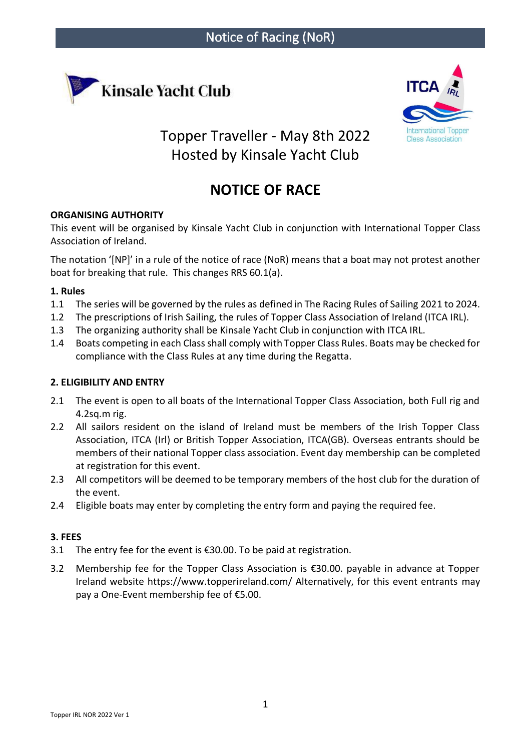Notice of Racing (NoR)

Kinsale Yacht Club

ITCA IRL International Topper Class Association

Topper Traveller - May 8th 2022
Hosted by Kinsale Yacht Club

# NOTICE OF RACE

**ORGANISING AUTHORITY**

This event will be organised by Kinsale Yacht Club in conjunction with International Topper Class Association of Ireland.

The notation '[NP]' in a rule of the notice of race (NoR) means that a boat may not protest another boat for breaking that rule. This changes RRS 60.1(a).

**1. Rules**

1.1 The series will be governed by the rules as defined in The Racing Rules of Sailing 2021 to 2024.

1.2 The prescriptions of Irish Sailing, the rules of Topper Class Association of Ireland (ITCA IRL).

1.3 The organizing authority shall be Kinsale Yacht Club in conjunction with ITCA IRL.

1.4 Boats competing in each Class shall comply with Topper Class Rules. Boats may be checked for compliance with the Class Rules at any time during the Regatta.

**2. ELIGIBILITY AND ENTRY**

2.1 The event is open to all boats of the International Topper Class Association, both Full rig and 4.2sq.m rig.

2.2 All sailors resident on the island of Ireland must be members of the Irish Topper Class Association, ITCA (Irl) or British Topper Association, ITCA(GB). Overseas entrants should be members of their national Topper class association. Event day membership can be completed at registration for this event.

2.3 All competitors will be deemed to be temporary members of the host club for the duration of the event.

2.4 Eligible boats may enter by completing the entry form and paying the required fee.

**3. FEES**

3.1 The entry fee for the event is €30.00. To be paid at registration.

3.2 Membership fee for the Topper Class Association is €30.00. payable in advance at Topper Ireland website https://www.topperireland.com/ Alternatively, for this event entrants may pay a One-Event membership fee of €5.00.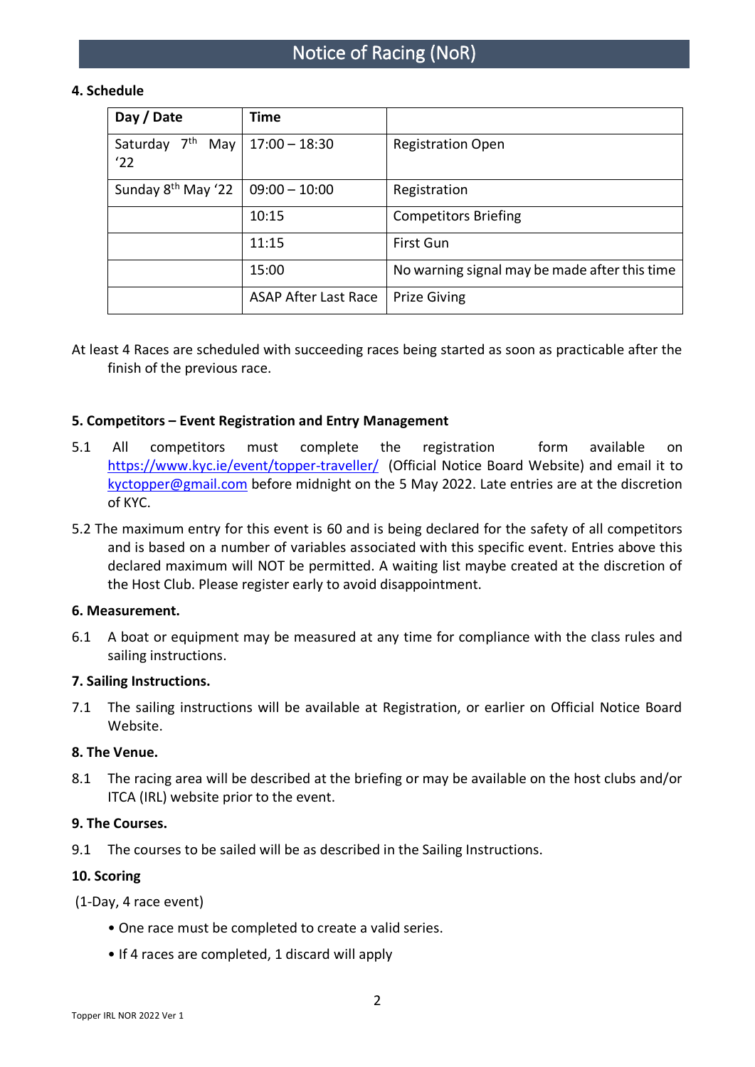## 4. Schedule

| Day / Date | Time | |
|---|---|---|
| Saturday 7th May '22 | 17:00 – 18:30 | Registration Open |
| Sunday 8th May '22 | 09:00 – 10:00 | Registration |
| | 10:15 | Competitors Briefing |
| | 11:15 | First Gun |
| | 15:00 | No warning signal may be made after this time |
| | ASAP After Last Race | Prize Giving |

At least 4 Races are scheduled with succeeding races being started as soon as practicable after the finish of the previous race.

## 5. Competitors – Event Registration and Entry Management

5.1 All competitors must complete the registration form available on https://www.kyc.ie/event/topper-traveller/ (Official Notice Board Website) and email it to kyctopper@gmail.com before midnight on the 5 May 2022. Late entries are at the discretion of KYC.

5.2 The maximum entry for this event is 60 and is being declared for the safety of all competitors and is based on a number of variables associated with this specific event. Entries above this declared maximum will NOT be permitted. A waiting list maybe created at the discretion of the Host Club. Please register early to avoid disappointment.

## 6. Measurement.

6.1 A boat or equipment may be measured at any time for compliance with the class rules and sailing instructions.

## 7. Sailing Instructions.

7.1 The sailing instructions will be available at Registration, or earlier on Official Notice Board Website.

## 8. The Venue.

8.1 The racing area will be described at the briefing or may be available on the host clubs and/or ITCA (IRL) website prior to the event.

## 9. The Courses.

9.1 The courses to be sailed will be as described in the Sailing Instructions.

## 10. Scoring

(1-Day, 4 race event)

- One race must be completed to create a valid series.
- If 4 races are completed, 1 discard will apply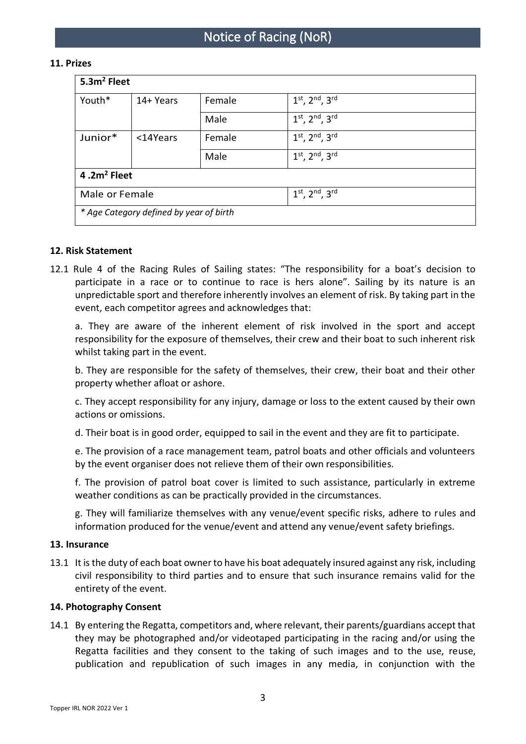### 11. Prizes

| 5.3m² Fleet | | | |
|---|---|---|---|
| Youth* | 14+ Years | Female | 1st, 2nd, 3rd |
| | | Male | 1st, 2nd, 3rd |
| Junior* | <14Years | Female | 1st, 2nd, 3rd |
| | | Male | 1st, 2nd, 3rd |
| **4 .2m² Fleet** | | | |
| Male or Female | | | 1st, 2nd, 3rd |
| *\* Age Category defined by year of birth* | | | |

### 12. Risk Statement

12.1 Rule 4 of the Racing Rules of Sailing states: "The responsibility for a boat's decision to participate in a race or to continue to race is hers alone". Sailing by its nature is an unpredictable sport and therefore inherently involves an element of risk. By taking part in the event, each competitor agrees and acknowledges that:

a. They are aware of the inherent element of risk involved in the sport and accept responsibility for the exposure of themselves, their crew and their boat to such inherent risk whilst taking part in the event.

b. They are responsible for the safety of themselves, their crew, their boat and their other property whether afloat or ashore.

c. They accept responsibility for any injury, damage or loss to the extent caused by their own actions or omissions.

d. Their boat is in good order, equipped to sail in the event and they are fit to participate.

e. The provision of a race management team, patrol boats and other officials and volunteers by the event organiser does not relieve them of their own responsibilities.

f. The provision of patrol boat cover is limited to such assistance, particularly in extreme weather conditions as can be practically provided in the circumstances.

g. They will familiarize themselves with any venue/event specific risks, adhere to rules and information produced for the venue/event and attend any venue/event safety briefings.

### 13. Insurance

13.1 It is the duty of each boat owner to have his boat adequately insured against any risk, including civil responsibility to third parties and to ensure that such insurance remains valid for the entirety of the event.

### 14. Photography Consent

14.1 By entering the Regatta, competitors and, where relevant, their parents/guardians accept that they may be photographed and/or videotaped participating in the racing and/or using the Regatta facilities and they consent to the taking of such images and to the use, reuse, publication and republication of such images in any media, in conjunction with the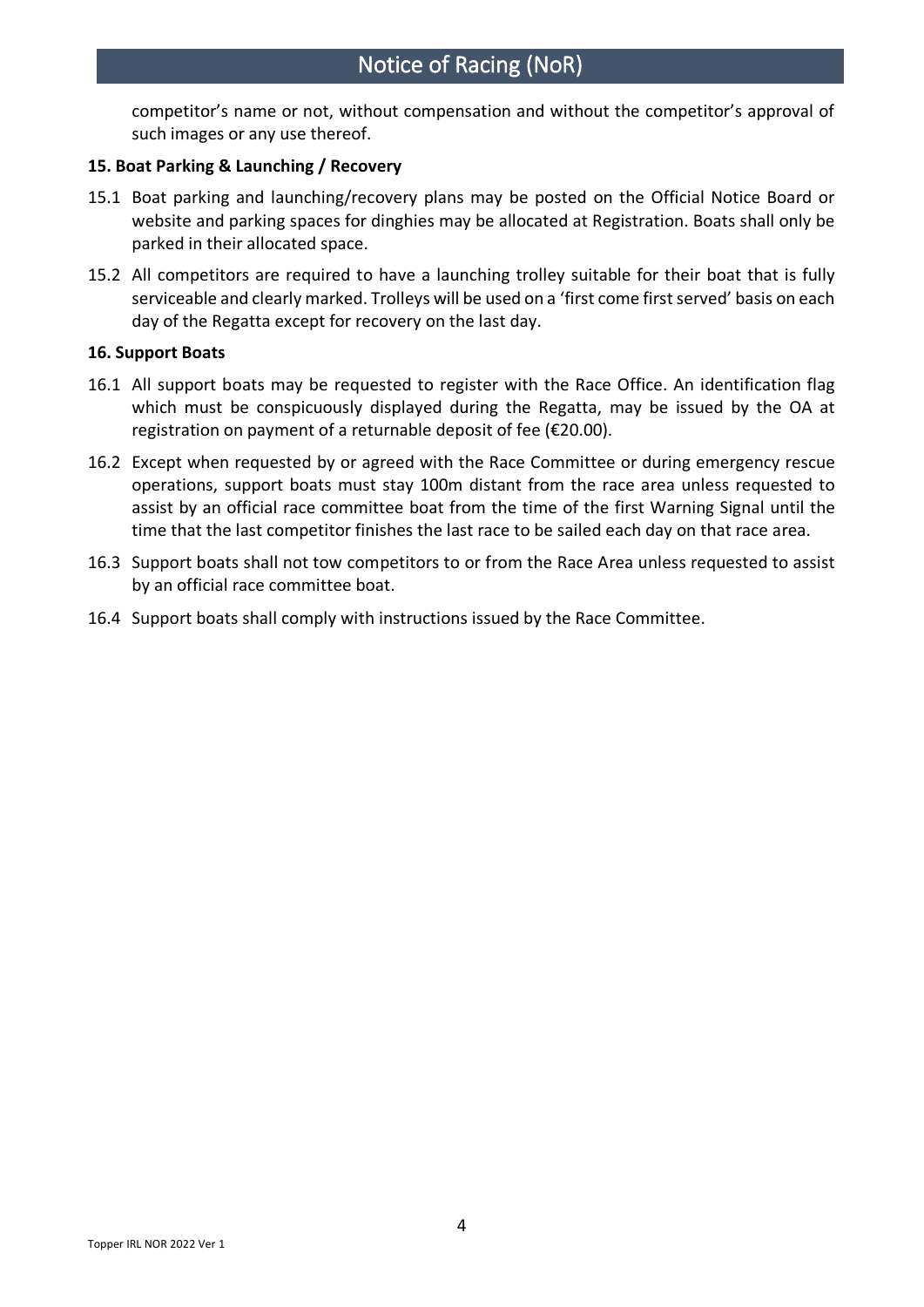competitor's name or not, without compensation and without the competitor's approval of such images or any use thereof.

**15. Boat Parking & Launching / Recovery**

15.1 Boat parking and launching/recovery plans may be posted on the Official Notice Board or website and parking spaces for dinghies may be allocated at Registration. Boats shall only be parked in their allocated space.

15.2 All competitors are required to have a launching trolley suitable for their boat that is fully serviceable and clearly marked. Trolleys will be used on a 'first come first served' basis on each day of the Regatta except for recovery on the last day.

**16. Support Boats**

16.1 All support boats may be requested to register with the Race Office. An identification flag which must be conspicuously displayed during the Regatta, may be issued by the OA at registration on payment of a returnable deposit of fee (€20.00).

16.2 Except when requested by or agreed with the Race Committee or during emergency rescue operations, support boats must stay 100m distant from the race area unless requested to assist by an official race committee boat from the time of the first Warning Signal until the time that the last competitor finishes the last race to be sailed each day on that race area.

16.3 Support boats shall not tow competitors to or from the Race Area unless requested to assist by an official race committee boat.

16.4 Support boats shall comply with instructions issued by the Race Committee.